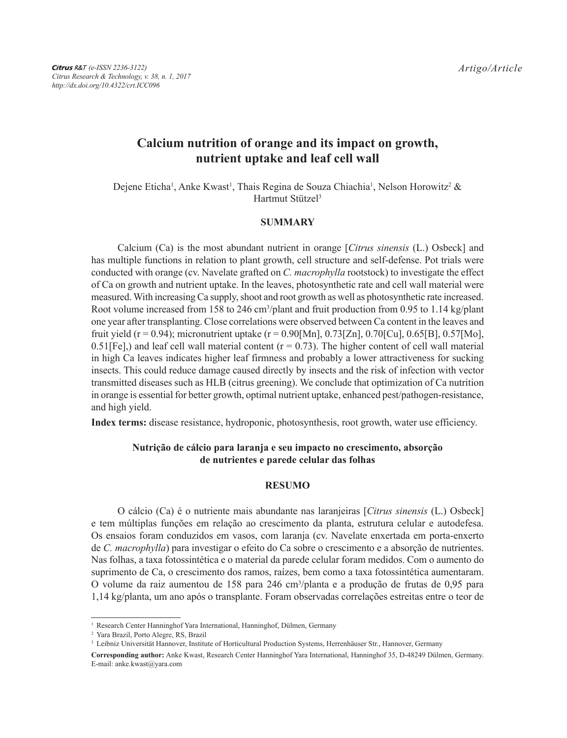Artigo/Article

# Calcium nutrition of orange and its impact on growth, nutrient uptake and leaf cell wall

Dejene Eticha[1], Anke Kwast[1], Thais Regina de Souza Chiachia[1], Nelson Horowitz[2] & Hartmut Stützel[3]

## SUMMARY

Calcium (Ca) is the most abundant nutrient in orange [*Citrus sinensis* (L.) Osbeck] and has multiple functions in relation to plant growth, cell structure and self-defense. Pot trials were conducted with orange (cv. Navelate grafted on *C. macrophylla* rootstock) to investigate the effect of Ca on growth and nutrient uptake. In the leaves, photosynthetic rate and cell wall material were measured. With increasing Ca supply, shoot and root growth as well as photosynthetic rate increased. Root volume increased from 158 to 246 $cm^3$/plant and fruit production from 0.95 to 1.14 kg/plant one year after transplanting. Close correlations were observed between Ca content in the leaves and fruit yield (r = 0.94); micronutrient uptake (r = 0.90[Mn], 0.73[Zn], 0.70[Cu], 0.65[B], 0.57[Mo], 0.51[Fe],) and leaf cell wall material content (r = 0.73). The higher content of cell wall material in high Ca leaves indicates higher leaf firmness and probably a lower attractiveness for sucking insects. This could reduce damage caused directly by insects and the risk of infection with vector transmitted diseases such as HLB (citrus greening). We conclude that optimization of Ca nutrition in orange is essential for better growth, optimal nutrient uptake, enhanced pest/pathogen-resistance, and high yield.

**Index terms:** disease resistance, hydroponic, photosynthesis, root growth, water use efficiency.

### Nutrição de cálcio para laranja e seu impacto no crescimento, absorção de nutrientes e parede celular das folhas

## RESUMO

O cálcio (Ca) é o nutriente mais abundante nas laranjeiras [*Citrus sinensis* (L.) Osbeck] e tem múltiplas funções em relação ao crescimento da planta, estrutura celular e autodefesa. Os ensaios foram conduzidos em vasos, com laranja (cv. Navelate enxertada em porta-enxerto de *C. macrophylla*) para investigar o efeito do Ca sobre o crescimento e a absorção de nutrientes. Nas folhas, a taxa fotossintética e o material da parede celular foram medidos. Com o aumento do suprimento de Ca, o crescimento dos ramos, raízes, bem como a taxa fotossintética aumentaram. O volume da raiz aumentou de 158 para 246 $cm^3$/planta e a produção de frutas de 0,95 para 1,14 kg/planta, um ano após o transplante. Foram observadas correlações estreitas entre o teor de

---

[1] Research Center Hanninghof Yara International, Hanninghof, Dülmen, Germany

[2] Yara Brazil, Porto Alegre, RS, Brazil

[3] Leibniz Universität Hannover, Institute of Horticultural Production Systems, Herrenhäuser Str., Hannover, Germany

**Corresponding author:** Anke Kwast, Research Center Hanninghof Yara International, Hanninghof 35, D-48249 Dülmen, Germany. E-mail: anke.kwast@yara.com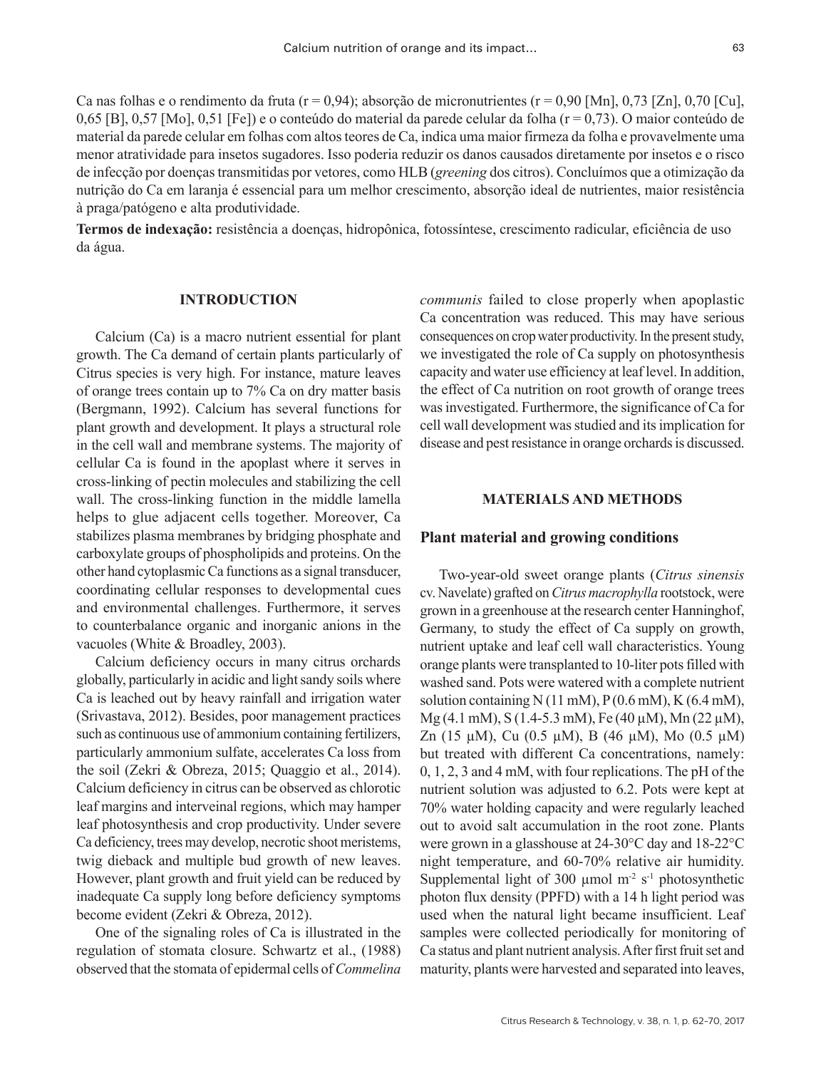Ca nas folhas e o rendimento da fruta (r = 0,94); absorção de micronutrientes (r = 0,90 [Mn], 0,73 [Zn], 0,70 [Cu], 0,65 [B], 0,57 [Mo], 0,51 [Fe]) e o conteúdo do material da parede celular da folha (r = 0,73). O maior conteúdo de material da parede celular em folhas com altos teores de Ca, indica uma maior firmeza da folha e provavelmente uma menor atratividade para insetos sugadores. Isso poderia reduzir os danos causados diretamente por insetos e o risco de infecção por doenças transmitidas por vetores, como HLB (*greening* dos citros). Concluímos que a otimização da nutrição do Ca em laranja é essencial para um melhor crescimento, absorção ideal de nutrientes, maior resistência à praga/patógeno e alta produtividade.

**Termos de indexação:** resistência a doenças, hidropônica, fotossíntese, crescimento radicular, eficiência de uso da água.

## INTRODUCTION

Calcium (Ca) is a macro nutrient essential for plant growth. The Ca demand of certain plants particularly of Citrus species is very high. For instance, mature leaves of orange trees contain up to 7% Ca on dry matter basis (Bergmann, 1992). Calcium has several functions for plant growth and development. It plays a structural role in the cell wall and membrane systems. The majority of cellular Ca is found in the apoplast where it serves in cross-linking of pectin molecules and stabilizing the cell wall. The cross-linking function in the middle lamella helps to glue adjacent cells together. Moreover, Ca stabilizes plasma membranes by bridging phosphate and carboxylate groups of phospholipids and proteins. On the other hand cytoplasmic Ca functions as a signal transducer, coordinating cellular responses to developmental cues and environmental challenges. Furthermore, it serves to counterbalance organic and inorganic anions in the vacuoles (White & Broadley, 2003).

Calcium deficiency occurs in many citrus orchards globally, particularly in acidic and light sandy soils where Ca is leached out by heavy rainfall and irrigation water (Srivastava, 2012). Besides, poor management practices such as continuous use of ammonium containing fertilizers, particularly ammonium sulfate, accelerates Ca loss from the soil (Zekri & Obreza, 2015; Quaggio et al., 2014). Calcium deficiency in citrus can be observed as chlorotic leaf margins and interveinal regions, which may hamper leaf photosynthesis and crop productivity. Under severe Ca deficiency, trees may develop, necrotic shoot meristems, twig dieback and multiple bud growth of new leaves. However, plant growth and fruit yield can be reduced by inadequate Ca supply long before deficiency symptoms become evident (Zekri & Obreza, 2012).

One of the signaling roles of Ca is illustrated in the regulation of stomata closure. Schwartz et al., (1988) observed that the stomata of epidermal cells of *Commelina communis* failed to close properly when apoplastic Ca concentration was reduced. This may have serious consequences on crop water productivity. In the present study, we investigated the role of Ca supply on photosynthesis capacity and water use efficiency at leaf level. In addition, the effect of Ca nutrition on root growth of orange trees was investigated. Furthermore, the significance of Ca for cell wall development was studied and its implication for disease and pest resistance in orange orchards is discussed.

## MATERIALS AND METHODS

### Plant material and growing conditions

Two-year-old sweet orange plants (*Citrus sinensis* cv. Navelate) grafted on *Citrus macrophylla* rootstock, were grown in a greenhouse at the research center Hanninghof, Germany, to study the effect of Ca supply on growth, nutrient uptake and leaf cell wall characteristics. Young orange plants were transplanted to 10-liter pots filled with washed sand. Pots were watered with a complete nutrient solution containing N (11 mM), P (0.6 mM), K (6.4 mM), Mg (4.1 mM), S (1.4-5.3 mM), Fe (40 µM), Mn (22 µM), Zn (15 µM), Cu (0.5 µM), B (46 µM), Mo (0.5 µM) but treated with different Ca concentrations, namely: 0, 1, 2, 3 and 4 mM, with four replications. The pH of the nutrient solution was adjusted to 6.2. Pots were kept at 70% water holding capacity and were regularly leached out to avoid salt accumulation in the root zone. Plants were grown in a glasshouse at 24-30°C day and 18-22°C night temperature, and 60-70% relative air humidity. Supplemental light of 300 µmol $m^{-2}$ $s^{-1}$ photosynthetic photon flux density (PPFD) with a 14 h light period was used when the natural light became insufficient. Leaf samples were collected periodically for monitoring of Ca status and plant nutrient analysis. After first fruit set and maturity, plants were harvested and separated into leaves,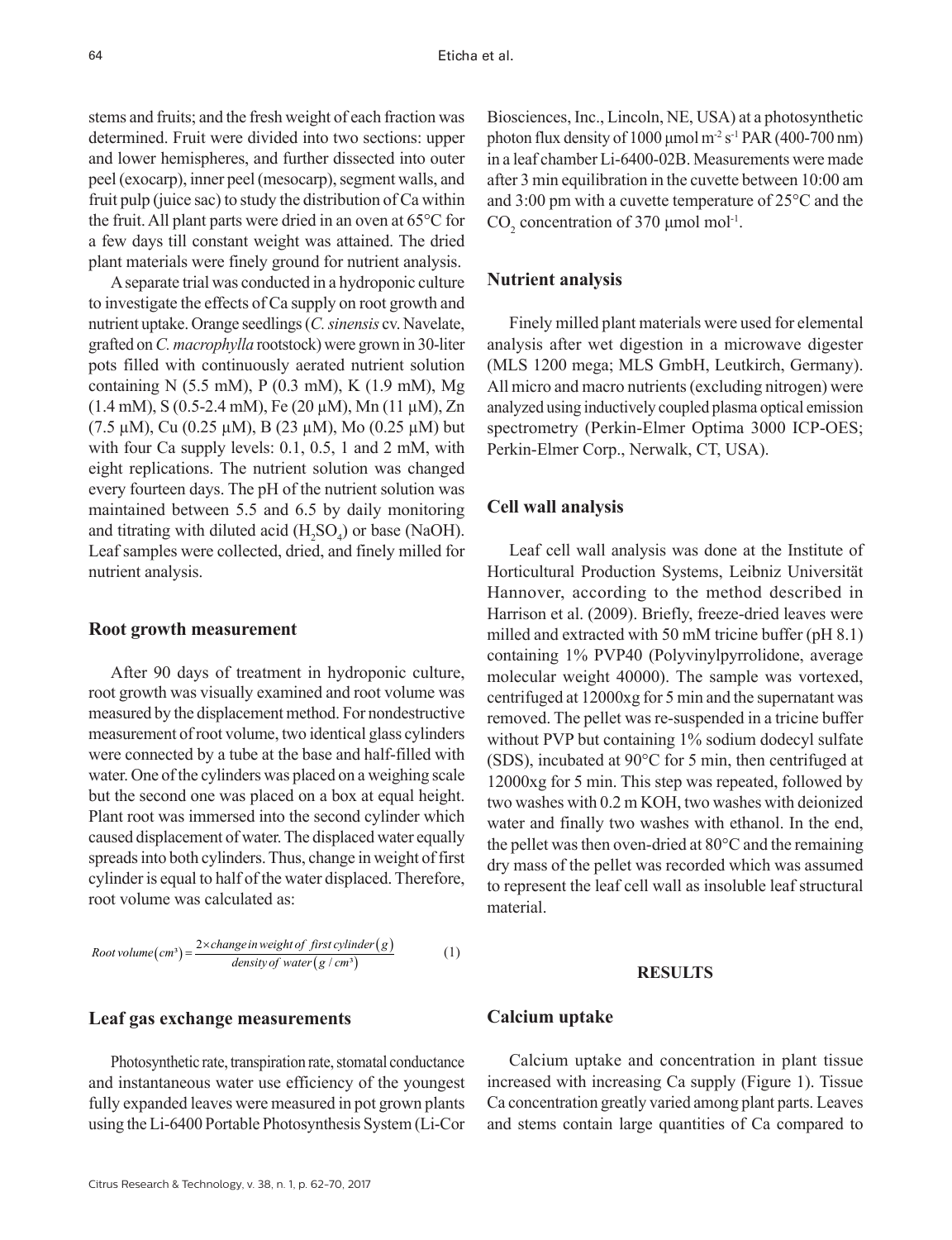stems and fruits; and the fresh weight of each fraction was determined. Fruit were divided into two sections: upper and lower hemispheres, and further dissected into outer peel (exocarp), inner peel (mesocarp), segment walls, and fruit pulp (juice sac) to study the distribution of Ca within the fruit. All plant parts were dried in an oven at 65°C for a few days till constant weight was attained. The dried plant materials were finely ground for nutrient analysis.

A separate trial was conducted in a hydroponic culture to investigate the effects of Ca supply on root growth and nutrient uptake. Orange seedlings (*C. sinensis* cv. Navelate, grafted on *C. macrophylla* rootstock) were grown in 30-liter pots filled with continuously aerated nutrient solution containing N (5.5 mM), P (0.3 mM), K (1.9 mM), Mg (1.4 mM), S (0.5-2.4 mM), Fe (20 µM), Mn (11 µM), Zn (7.5 µM), Cu (0.25 µM), B (23 µM), Mo (0.25 µM) but with four Ca supply levels: 0.1, 0.5, 1 and 2 mM, with eight replications. The nutrient solution was changed every fourteen days. The pH of the nutrient solution was maintained between 5.5 and 6.5 by daily monitoring and titrating with diluted acid ($H_2SO_4$) or base (NaOH). Leaf samples were collected, dried, and finely milled for nutrient analysis.

## Root growth measurement

After 90 days of treatment in hydroponic culture, root growth was visually examined and root volume was measured by the displacement method. For nondestructive measurement of root volume, two identical glass cylinders were connected by a tube at the base and half-filled with water. One of the cylinders was placed on a weighing scale but the second one was placed on a box at equal height. Plant root was immersed into the second cylinder which caused displacement of water. The displaced water equally spreads into both cylinders. Thus, change in weight of first cylinder is equal to half of the water displaced. Therefore, root volume was calculated as:

$$Root\ volume\left(cm^3\right) = \frac{2 \times change\ in\ weight\ of\ first\ cylinder\left(g\right)}{density\ of\ water\left(g\ /\ cm^3\right)} \qquad (1)$$

## Leaf gas exchange measurements

Photosynthetic rate, transpiration rate, stomatal conductance and instantaneous water use efficiency of the youngest fully expanded leaves were measured in pot grown plants using the Li-6400 Portable Photosynthesis System (Li-Cor Biosciences, Inc., Lincoln, NE, USA) at a photosynthetic photon flux density of 1000 µmol $m^{-2}$ $s^{-1}$ PAR (400-700 nm) in a leaf chamber Li-6400-02B. Measurements were made after 3 min equilibration in the cuvette between 10:00 am and 3:00 pm with a cuvette temperature of 25°C and the $CO_2$ concentration of 370 µmol $mol^{-1}$.

## Nutrient analysis

Finely milled plant materials were used for elemental analysis after wet digestion in a microwave digester (MLS 1200 mega; MLS GmbH, Leutkirch, Germany). All micro and macro nutrients (excluding nitrogen) were analyzed using inductively coupled plasma optical emission spectrometry (Perkin-Elmer Optima 3000 ICP-OES; Perkin-Elmer Corp., Nerwalk, CT, USA).

## Cell wall analysis

Leaf cell wall analysis was done at the Institute of Horticultural Production Systems, Leibniz Universität Hannover, according to the method described in Harrison et al. (2009). Briefly, freeze-dried leaves were milled and extracted with 50 mM tricine buffer (pH 8.1) containing 1% PVP40 (Polyvinylpyrrolidone, average molecular weight 40000). The sample was vortexed, centrifuged at 12000xg for 5 min and the supernatant was removed. The pellet was re-suspended in a tricine buffer without PVP but containing 1% sodium dodecyl sulfate (SDS), incubated at 90°C for 5 min, then centrifuged at 12000xg for 5 min. This step was repeated, followed by two washes with 0.2 m KOH, two washes with deionized water and finally two washes with ethanol. In the end, the pellet was then oven-dried at 80°C and the remaining dry mass of the pellet was recorded which was assumed to represent the leaf cell wall as insoluble leaf structural material.

# RESULTS

## Calcium uptake

Calcium uptake and concentration in plant tissue increased with increasing Ca supply (Figure 1). Tissue Ca concentration greatly varied among plant parts. Leaves and stems contain large quantities of Ca compared to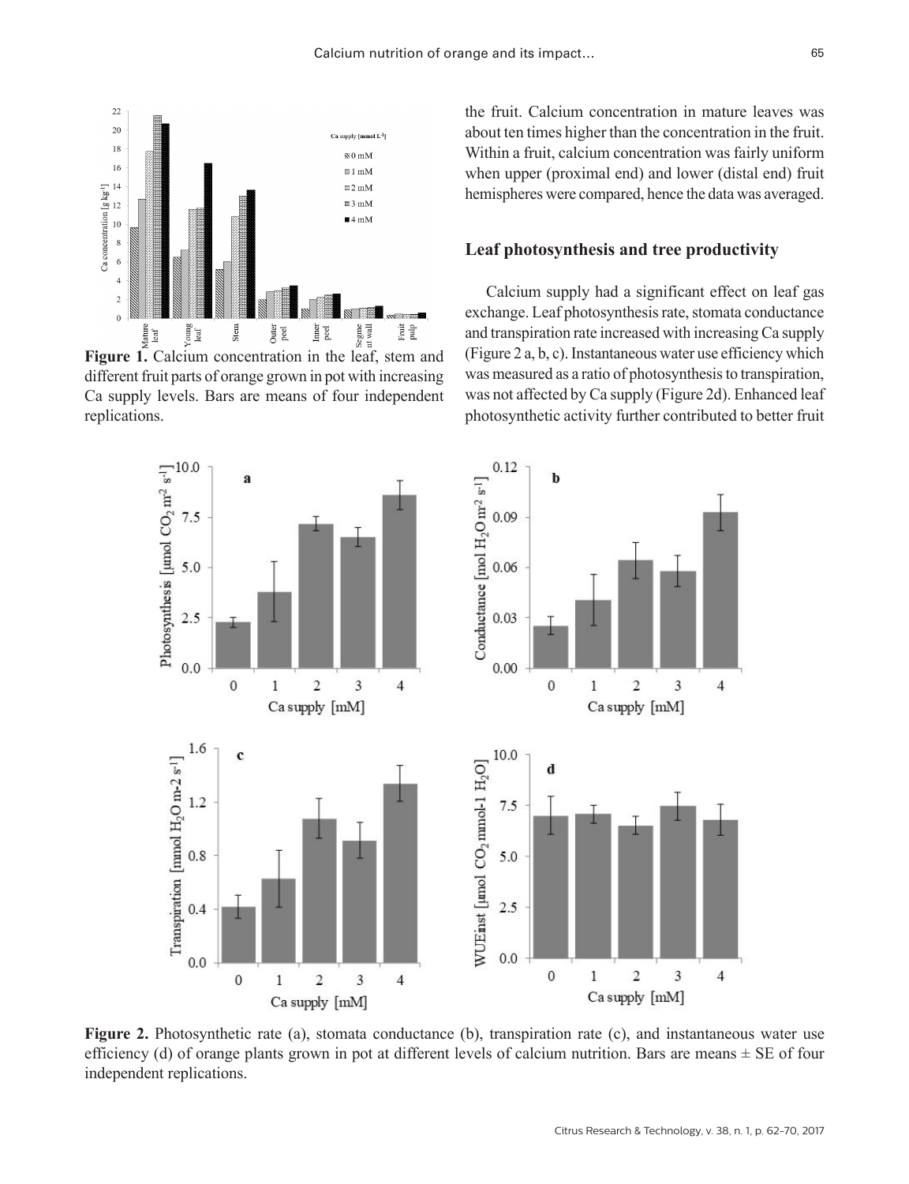**Figure 1.** Calcium concentration in the leaf, stem and different fruit parts of orange grown in pot with increasing Ca supply levels. Bars are means of four independent replications.

the fruit. Calcium concentration in mature leaves was about ten times higher than the concentration in the fruit. Within a fruit, calcium concentration was fairly uniform when upper (proximal end) and lower (distal end) fruit hemispheres were compared, hence the data was averaged.

## Leaf photosynthesis and tree productivity

Calcium supply had a significant effect on leaf gas exchange. Leaf photosynthesis rate, stomata conductance and transpiration rate increased with increasing Ca supply (Figure 2 a, b, c). Instantaneous water use efficiency which was measured as a ratio of photosynthesis to transpiration, was not affected by Ca supply (Figure 2d). Enhanced leaf photosynthetic activity further contributed to better fruit

**Figure 2.** Photosynthetic rate (a), stomata conductance (b), transpiration rate (c), and instantaneous water use efficiency (d) of orange plants grown in pot at different levels of calcium nutrition. Bars are means ± SE of four independent replications.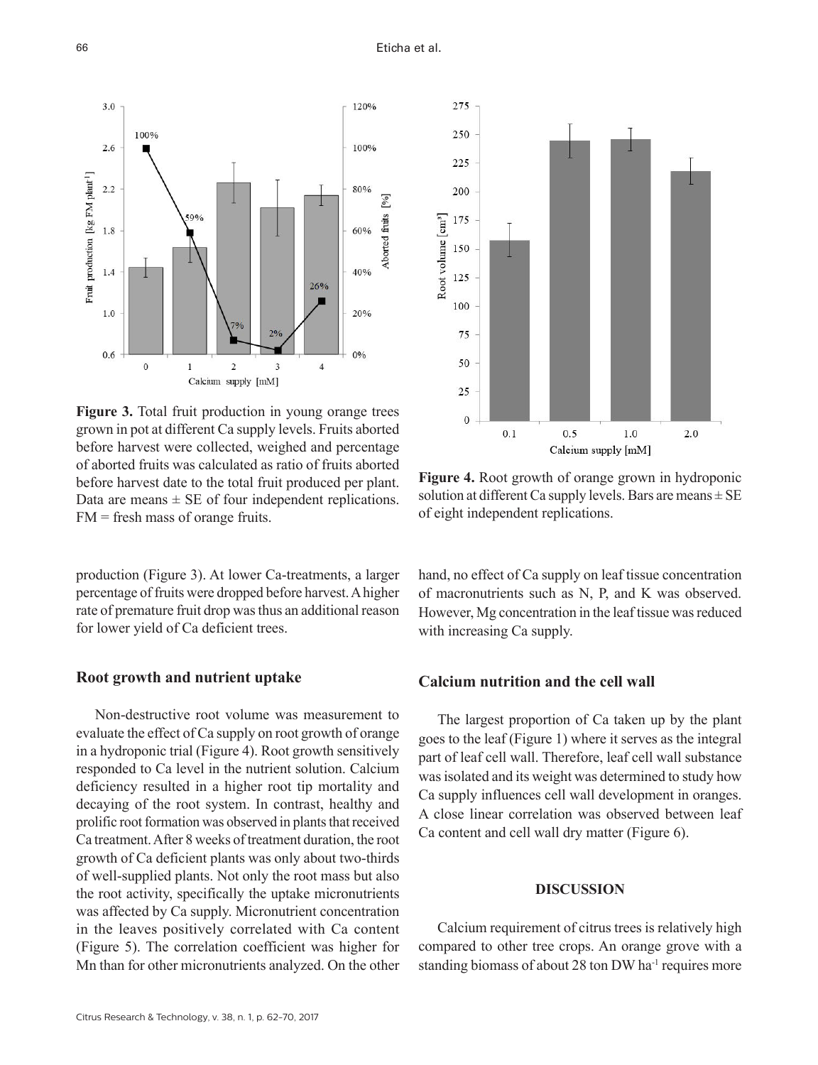**Figure 3.** Total fruit production in young orange trees grown in pot at different Ca supply levels. Fruits aborted before harvest were collected, weighed and percentage of aborted fruits was calculated as ratio of fruits aborted before harvest date to the total fruit produced per plant. Data are means ± SE of four independent replications. FM = fresh mass of orange fruits.

**Figure 4.** Root growth of orange grown in hydroponic solution at different Ca supply levels. Bars are means ± SE of eight independent replications.

production (Figure 3). At lower Ca-treatments, a larger percentage of fruits were dropped before harvest. A higher rate of premature fruit drop was thus an additional reason for lower yield of Ca deficient trees.

### Root growth and nutrient uptake

Non-destructive root volume was measurement to evaluate the effect of Ca supply on root growth of orange in a hydroponic trial (Figure 4). Root growth sensitively responded to Ca level in the nutrient solution. Calcium deficiency resulted in a higher root tip mortality and decaying of the root system. In contrast, healthy and prolific root formation was observed in plants that received Ca treatment. After 8 weeks of treatment duration, the root growth of Ca deficient plants was only about two-thirds of well-supplied plants. Not only the root mass but also the root activity, specifically the uptake micronutrients was affected by Ca supply. Micronutrient concentration in the leaves positively correlated with Ca content (Figure 5). The correlation coefficient was higher for Mn than for other micronutrients analyzed. On the other hand, no effect of Ca supply on leaf tissue concentration of macronutrients such as N, P, and K was observed. However, Mg concentration in the leaf tissue was reduced with increasing Ca supply.

### Calcium nutrition and the cell wall

The largest proportion of Ca taken up by the plant goes to the leaf (Figure 1) where it serves as the integral part of leaf cell wall. Therefore, leaf cell wall substance was isolated and its weight was determined to study how Ca supply influences cell wall development in oranges. A close linear correlation was observed between leaf Ca content and cell wall dry matter (Figure 6).

## DISCUSSION

Calcium requirement of citrus trees is relatively high compared to other tree crops. An orange grove with a standing biomass of about 28 ton DW $ha^{-1}$ requires more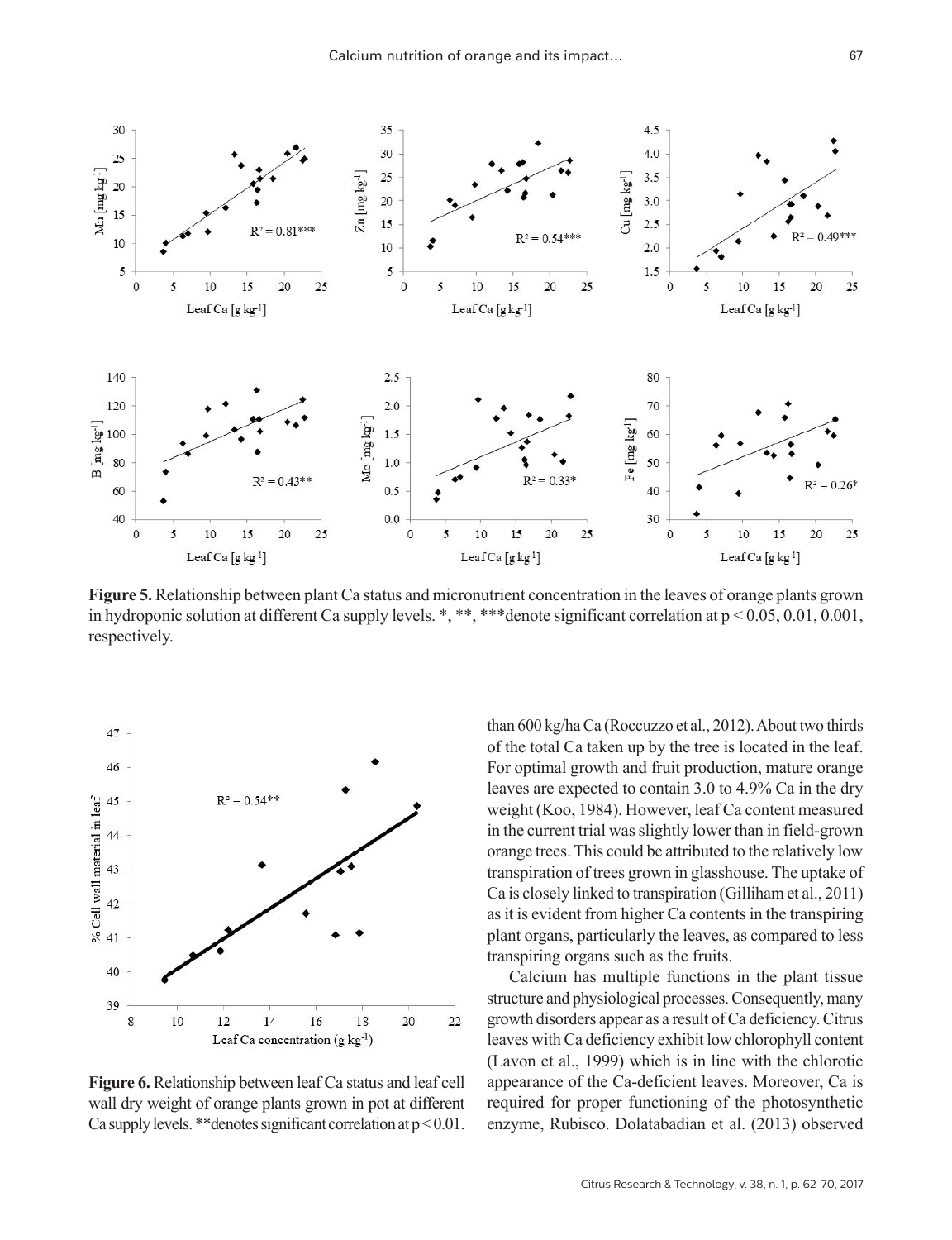**Figure 5.** Relationship between plant Ca status and micronutrient concentration in the leaves of orange plants grown in hydroponic solution at different Ca supply levels. *, **, ***denote significant correlation at $p < 0.05$, 0.01, 0.001, respectively.

**Figure 6.** Relationship between leaf Ca status and leaf cell wall dry weight of orange plants grown in pot at different Ca supply levels. **denotes significant correlation at $p < 0.01$.

than 600 kg/ha Ca (Roccuzzo et al., 2012). About two thirds of the total Ca taken up by the tree is located in the leaf. For optimal growth and fruit production, mature orange leaves are expected to contain 3.0 to 4.9% Ca in the dry weight (Koo, 1984). However, leaf Ca content measured in the current trial was slightly lower than in field-grown orange trees. This could be attributed to the relatively low transpiration of trees grown in glasshouse. The uptake of Ca is closely linked to transpiration (Gilliham et al., 2011) as it is evident from higher Ca contents in the transpiring plant organs, particularly the leaves, as compared to less transpiring organs such as the fruits.

Calcium has multiple functions in the plant tissue structure and physiological processes. Consequently, many growth disorders appear as a result of Ca deficiency. Citrus leaves with Ca deficiency exhibit low chlorophyll content (Lavon et al., 1999) which is in line with the chlorotic appearance of the Ca-deficient leaves. Moreover, Ca is required for proper functioning of the photosynthetic enzyme, Rubisco. Dolatabadian et al. (2013) observed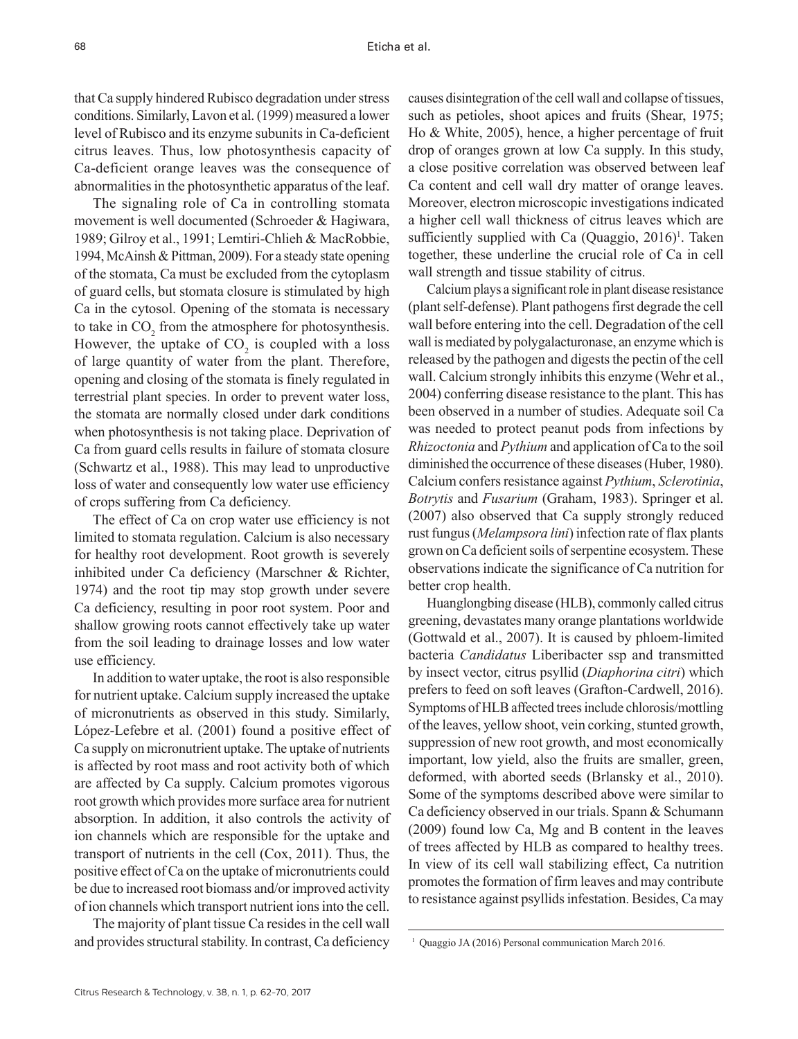that Ca supply hindered Rubisco degradation under stress conditions. Similarly, Lavon et al. (1999) measured a lower level of Rubisco and its enzyme subunits in Ca-deficient citrus leaves. Thus, low photosynthesis capacity of Ca-deficient orange leaves was the consequence of abnormalities in the photosynthetic apparatus of the leaf.

The signaling role of Ca in controlling stomata movement is well documented (Schroeder & Hagiwara, 1989; Gilroy et al., 1991; Lemtiri-Chlieh & MacRobbie, 1994, McAinsh & Pittman, 2009). For a steady state opening of the stomata, Ca must be excluded from the cytoplasm of guard cells, but stomata closure is stimulated by high Ca in the cytosol. Opening of the stomata is necessary to take in $CO_2$ from the atmosphere for photosynthesis. However, the uptake of $CO_2$ is coupled with a loss of large quantity of water from the plant. Therefore, opening and closing of the stomata is finely regulated in terrestrial plant species. In order to prevent water loss, the stomata are normally closed under dark conditions when photosynthesis is not taking place. Deprivation of Ca from guard cells results in failure of stomata closure (Schwartz et al., 1988). This may lead to unproductive loss of water and consequently low water use efficiency of crops suffering from Ca deficiency.

The effect of Ca on crop water use efficiency is not limited to stomata regulation. Calcium is also necessary for healthy root development. Root growth is severely inhibited under Ca deficiency (Marschner & Richter, 1974) and the root tip may stop growth under severe Ca deficiency, resulting in poor root system. Poor and shallow growing roots cannot effectively take up water from the soil leading to drainage losses and low water use efficiency.

In addition to water uptake, the root is also responsible for nutrient uptake. Calcium supply increased the uptake of micronutrients as observed in this study. Similarly, López-Lefebre et al. (2001) found a positive effect of Ca supply on micronutrient uptake. The uptake of nutrients is affected by root mass and root activity both of which are affected by Ca supply. Calcium promotes vigorous root growth which provides more surface area for nutrient absorption. In addition, it also controls the activity of ion channels which are responsible for the uptake and transport of nutrients in the cell (Cox, 2011). Thus, the positive effect of Ca on the uptake of micronutrients could be due to increased root biomass and/or improved activity of ion channels which transport nutrient ions into the cell.

The majority of plant tissue Ca resides in the cell wall and provides structural stability. In contrast, Ca deficiency causes disintegration of the cell wall and collapse of tissues, such as petioles, shoot apices and fruits (Shear, 1975; Ho & White, 2005), hence, a higher percentage of fruit drop of oranges grown at low Ca supply. In this study, a close positive correlation was observed between leaf Ca content and cell wall dry matter of orange leaves. Moreover, electron microscopic investigations indicated a higher cell wall thickness of citrus leaves which are sufficiently supplied with Ca (Quaggio, 2016)[1]. Taken together, these underline the crucial role of Ca in cell wall strength and tissue stability of citrus.

Calcium plays a significant role in plant disease resistance (plant self-defense). Plant pathogens first degrade the cell wall before entering into the cell. Degradation of the cell wall is mediated by polygalacturonase, an enzyme which is released by the pathogen and digests the pectin of the cell wall. Calcium strongly inhibits this enzyme (Wehr et al., 2004) conferring disease resistance to the plant. This has been observed in a number of studies. Adequate soil Ca was needed to protect peanut pods from infections by *Rhizoctonia* and *Pythium* and application of Ca to the soil diminished the occurrence of these diseases (Huber, 1980). Calcium confers resistance against *Pythium*, *Sclerotinia*, *Botrytis* and *Fusarium* (Graham, 1983). Springer et al. (2007) also observed that Ca supply strongly reduced rust fungus (*Melampsora lini*) infection rate of flax plants grown on Ca deficient soils of serpentine ecosystem. These observations indicate the significance of Ca nutrition for better crop health.

Huanglongbing disease (HLB), commonly called citrus greening, devastates many orange plantations worldwide (Gottwald et al., 2007). It is caused by phloem-limited bacteria *Candidatus* Liberibacter ssp and transmitted by insect vector, citrus psyllid (*Diaphorina citri*) which prefers to feed on soft leaves (Grafton-Cardwell, 2016). Symptoms of HLB affected trees include chlorosis/mottling of the leaves, yellow shoot, vein corking, stunted growth, suppression of new root growth, and most economically important, low yield, also the fruits are smaller, green, deformed, with aborted seeds (Brlansky et al., 2010). Some of the symptoms described above were similar to Ca deficiency observed in our trials. Spann & Schumann (2009) found low Ca, Mg and B content in the leaves of trees affected by HLB as compared to healthy trees. In view of its cell wall stabilizing effect, Ca nutrition promotes the formation of firm leaves and may contribute to resistance against psyllids infestation. Besides, Ca may

[1] Quaggio JA (2016) Personal communication March 2016.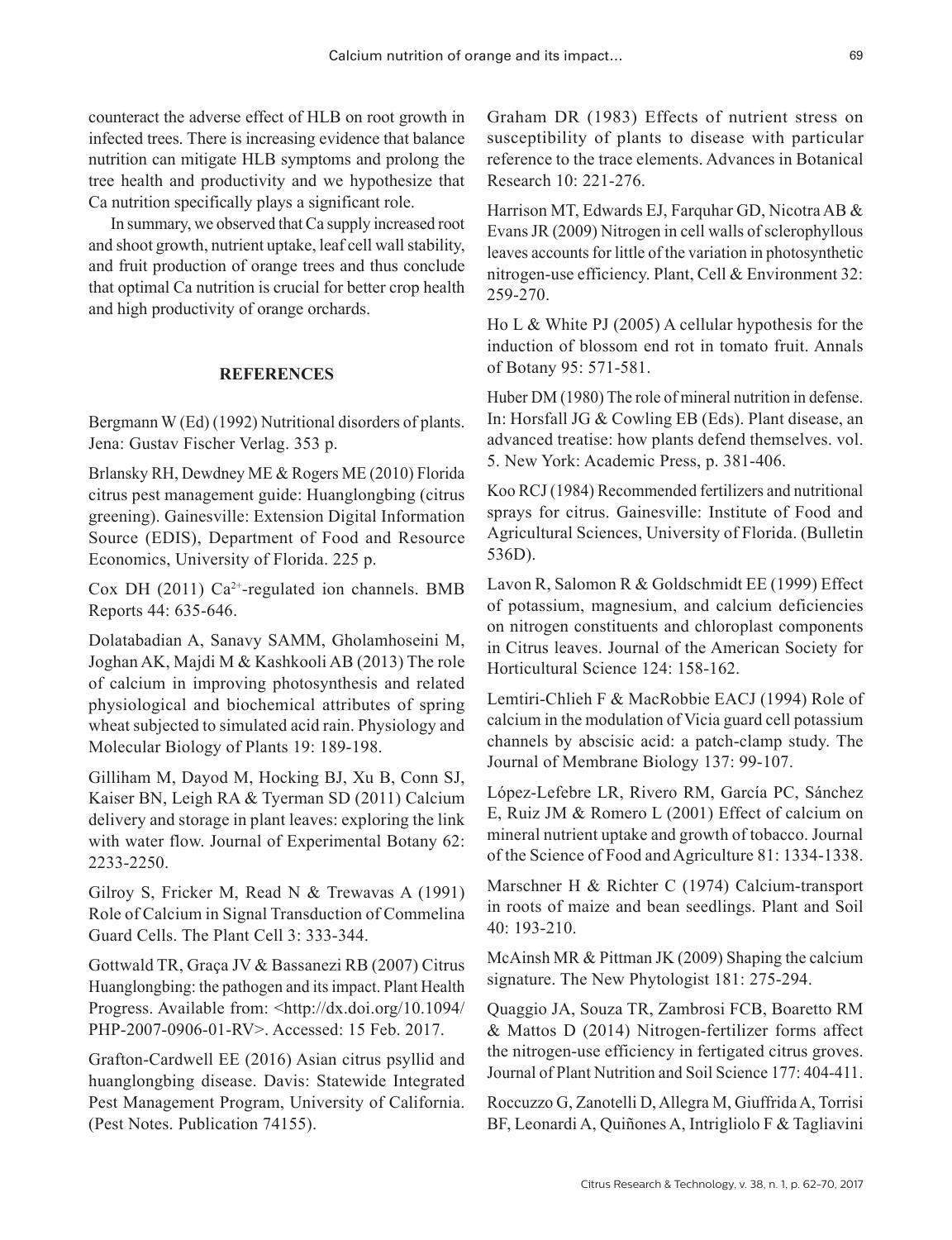counteract the adverse effect of HLB on root growth in infected trees. There is increasing evidence that balance nutrition can mitigate HLB symptoms and prolong the tree health and productivity and we hypothesize that Ca nutrition specifically plays a significant role.

In summary, we observed that Ca supply increased root and shoot growth, nutrient uptake, leaf cell wall stability, and fruit production of orange trees and thus conclude that optimal Ca nutrition is crucial for better crop health and high productivity of orange orchards.

## REFERENCES

Bergmann W (Ed) (1992) Nutritional disorders of plants. Jena: Gustav Fischer Verlag. 353 p.

Brlansky RH, Dewdney ME & Rogers ME (2010) Florida citrus pest management guide: Huanglongbing (citrus greening). Gainesville: Extension Digital Information Source (EDIS), Department of Food and Resource Economics, University of Florida. 225 p.

Cox DH (2011) $Ca^{2+}$-regulated ion channels. BMB Reports 44: 635-646.

Dolatabadian A, Sanavy SAMM, Gholamhoseini M, Joghan AK, Majdi M & Kashkooli AB (2013) The role of calcium in improving photosynthesis and related physiological and biochemical attributes of spring wheat subjected to simulated acid rain. Physiology and Molecular Biology of Plants 19: 189-198.

Gilliham M, Dayod M, Hocking BJ, Xu B, Conn SJ, Kaiser BN, Leigh RA & Tyerman SD (2011) Calcium delivery and storage in plant leaves: exploring the link with water flow. Journal of Experimental Botany 62: 2233-2250.

Gilroy S, Fricker M, Read N & Trewavas A (1991) Role of Calcium in Signal Transduction of Commelina Guard Cells. The Plant Cell 3: 333-344.

Gottwald TR, Graça JV & Bassanezi RB (2007) Citrus Huanglongbing: the pathogen and its impact. Plant Health Progress. Available from: <http://dx.doi.org/10.1094/PHP-2007-0906-01-RV>. Accessed: 15 Feb. 2017.

Grafton-Cardwell EE (2016) Asian citrus psyllid and huanglongbing disease. Davis: Statewide Integrated Pest Management Program, University of California. (Pest Notes. Publication 74155).

Graham DR (1983) Effects of nutrient stress on susceptibility of plants to disease with particular reference to the trace elements. Advances in Botanical Research 10: 221-276.

Harrison MT, Edwards EJ, Farquhar GD, Nicotra AB & Evans JR (2009) Nitrogen in cell walls of sclerophyllous leaves accounts for little of the variation in photosynthetic nitrogen-use efficiency. Plant, Cell & Environment 32: 259-270.

Ho L & White PJ (2005) A cellular hypothesis for the induction of blossom end rot in tomato fruit. Annals of Botany 95: 571-581.

Huber DM (1980) The role of mineral nutrition in defense. In: Horsfall JG & Cowling EB (Eds). Plant disease, an advanced treatise: how plants defend themselves. vol. 5. New York: Academic Press, p. 381-406.

Koo RCJ (1984) Recommended fertilizers and nutritional sprays for citrus. Gainesville: Institute of Food and Agricultural Sciences, University of Florida. (Bulletin 536D).

Lavon R, Salomon R & Goldschmidt EE (1999) Effect of potassium, magnesium, and calcium deficiencies on nitrogen constituents and chloroplast components in Citrus leaves. Journal of the American Society for Horticultural Science 124: 158-162.

Lemtiri-Chlieh F & MacRobbie EACJ (1994) Role of calcium in the modulation of Vicia guard cell potassium channels by abscisic acid: a patch-clamp study. The Journal of Membrane Biology 137: 99-107.

López-Lefebre LR, Rivero RM, García PC, Sánchez E, Ruiz JM & Romero L (2001) Effect of calcium on mineral nutrient uptake and growth of tobacco. Journal of the Science of Food and Agriculture 81: 1334-1338.

Marschner H & Richter C (1974) Calcium-transport in roots of maize and bean seedlings. Plant and Soil 40: 193-210.

McAinsh MR & Pittman JK (2009) Shaping the calcium signature. The New Phytologist 181: 275-294.

Quaggio JA, Souza TR, Zambrosi FCB, Boaretto RM & Mattos D (2014) Nitrogen-fertilizer forms affect the nitrogen-use efficiency in fertigated citrus groves. Journal of Plant Nutrition and Soil Science 177: 404-411.

Roccuzzo G, Zanotelli D, Allegra M, Giuffrida A, Torrisi BF, Leonardi A, Quiñones A, Intrigliolo F & Tagliavini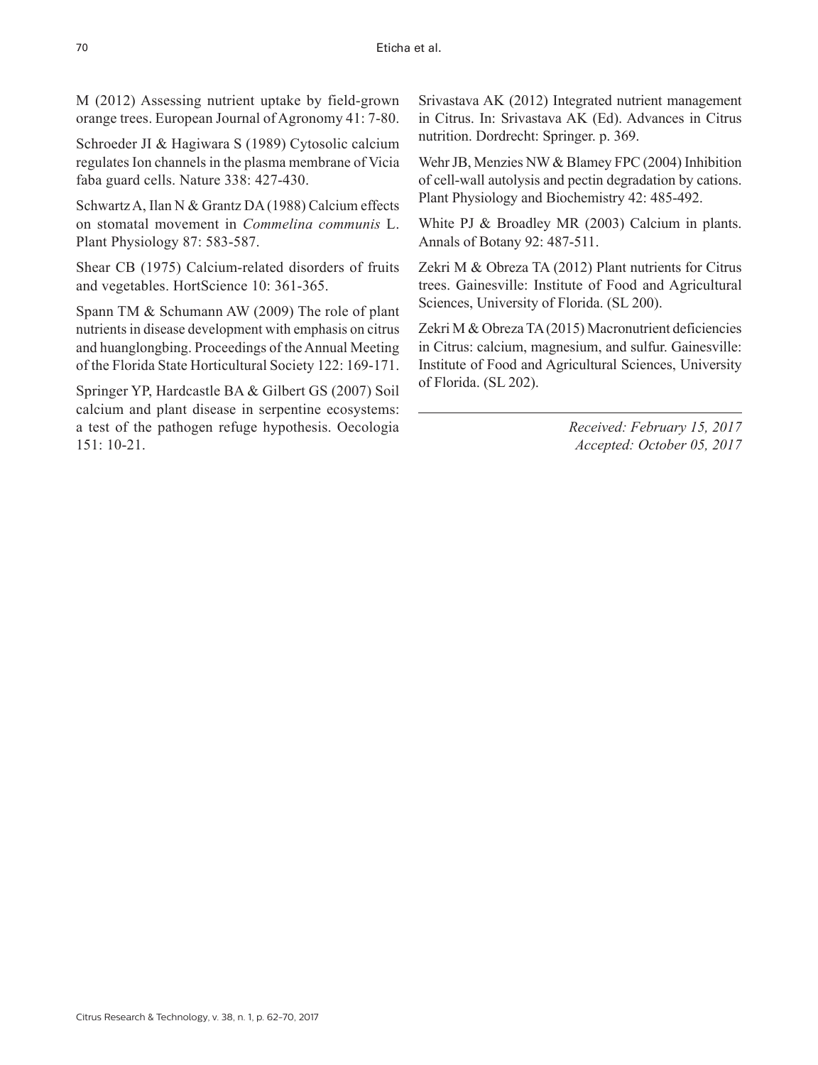M (2012) Assessing nutrient uptake by field-grown orange trees. European Journal of Agronomy 41: 7-80.

Schroeder JI & Hagiwara S (1989) Cytosolic calcium regulates Ion channels in the plasma membrane of Vicia faba guard cells. Nature 338: 427-430.

Schwartz A, Ilan N & Grantz DA (1988) Calcium effects on stomatal movement in *Commelina communis* L. Plant Physiology 87: 583-587.

Shear CB (1975) Calcium-related disorders of fruits and vegetables. HortScience 10: 361-365.

Spann TM & Schumann AW (2009) The role of plant nutrients in disease development with emphasis on citrus and huanglongbing. Proceedings of the Annual Meeting of the Florida State Horticultural Society 122: 169-171.

Springer YP, Hardcastle BA & Gilbert GS (2007) Soil calcium and plant disease in serpentine ecosystems: a test of the pathogen refuge hypothesis. Oecologia 151: 10-21.

Srivastava AK (2012) Integrated nutrient management in Citrus. In: Srivastava AK (Ed). Advances in Citrus nutrition. Dordrecht: Springer. p. 369.

Wehr JB, Menzies NW & Blamey FPC (2004) Inhibition of cell-wall autolysis and pectin degradation by cations. Plant Physiology and Biochemistry 42: 485-492.

White PJ & Broadley MR (2003) Calcium in plants. Annals of Botany 92: 487-511.

Zekri M & Obreza TA (2012) Plant nutrients for Citrus trees. Gainesville: Institute of Food and Agricultural Sciences, University of Florida. (SL 200).

Zekri M & Obreza TA (2015) Macronutrient deficiencies in Citrus: calcium, magnesium, and sulfur. Gainesville: Institute of Food and Agricultural Sciences, University of Florida. (SL 202).

---

*Received: February 15, 2017*
*Accepted: October 05, 2017*